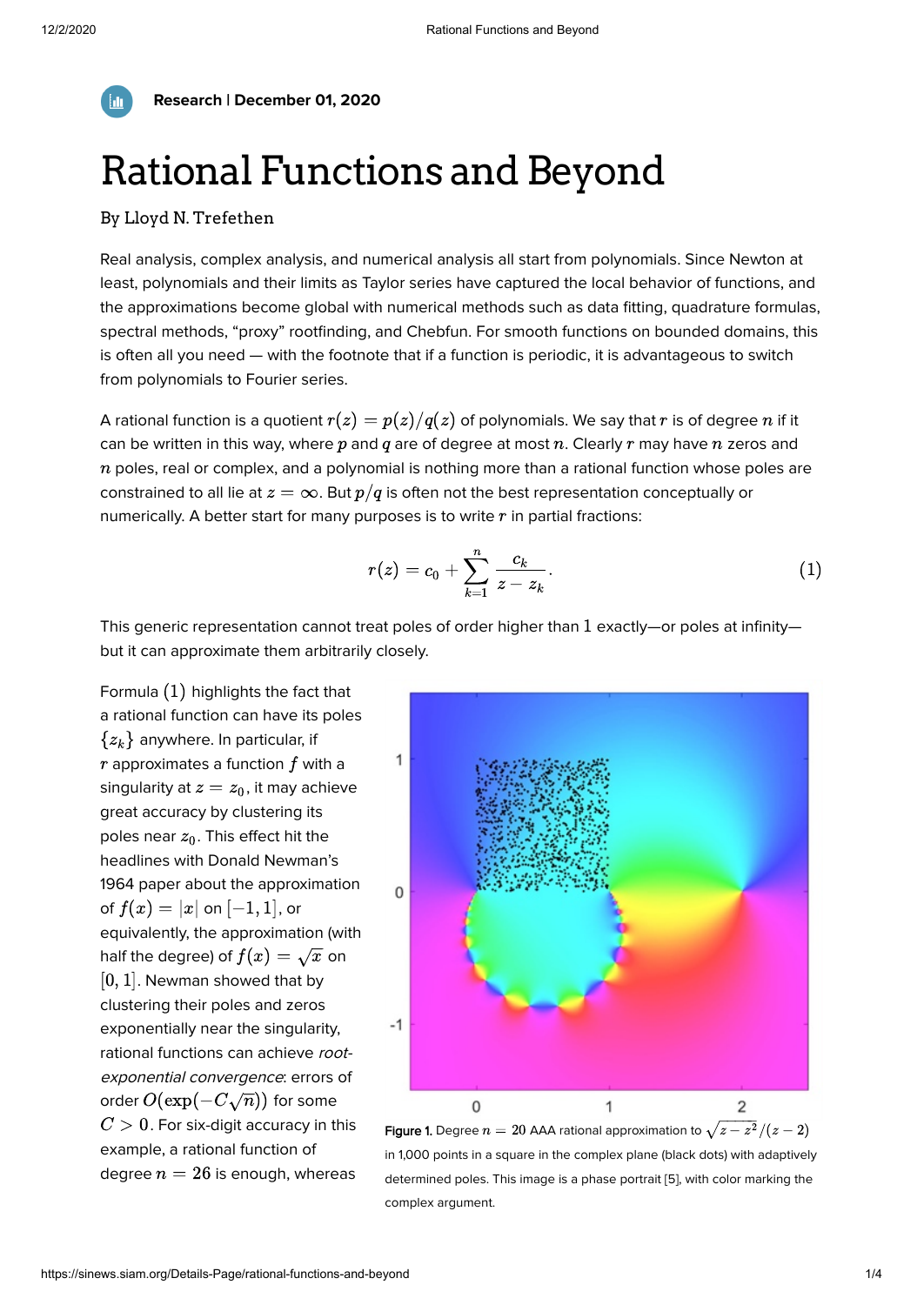Research | December 01, 2020

# Rational Functions and Beyond

By Lloyd N. Trefethen

Real analysis, complex analysis, and numerical analysis all start from polynomials. Since Newton at least, polynomials and their limits as Taylor series have captured the local behavior of functions, and the approximations become global with numerical methods such as data fitting, quadrature formulas, spectral methods, "proxy" rootfinding, and Chebfun. For smooth functions on bounded domains, this is often all you need — with the footnote that if a function is periodic, it is advantageous to switch from polynomials to Fourier series.

A rational function is a quotient $r(z) = p(z)/q(z)$ of polynomials. We say that $r$ is of degree $n$ if it can be written in this way, where $p$ and $q$ are of degree at most $n$. Clearly $r$ may have $n$ zeros and $n$ poles, real or complex, and a polynomial is nothing more than a rational function whose poles are constrained to all lie at $z = \infty$. But $p/q$ is often not the best representation conceptually or numerically. A better start for many purposes is to write $r$ in partial fractions:

$$r(z) = c_0 + \sum_{k=1}^{n} \frac{c_k}{z - z_k}. \tag{1}$$

This generic representation cannot treat poles of order higher than $1$ exactly—or poles at infinity—but it can approximate them arbitrarily closely.

Formula $(1)$ highlights the fact that a rational function can have its poles $\{z_k\}$ anywhere. In particular, if $r$ approximates a function $f$ with a singularity at $z = z_0$, it may achieve great accuracy by clustering its poles near $z_0$. This effect hit the headlines with Donald Newman's 1964 paper about the approximation of $f(x) = |x|$ on $[-1, 1]$, or equivalently, the approximation (with half the degree) of $f(x) = \sqrt{x}$ on $[0, 1]$. Newman showed that by clustering their poles and zeros exponentially near the singularity, rational functions can achieve *root-exponential convergence*: errors of order $O(\exp(-C\sqrt{n}))$ for some $C > 0$. For six-digit accuracy in this example, a rational function of degree $n = 26$ is enough, whereas

**Figure 1.** Degree $n = 20$ AAA rational approximation to $\sqrt{z - z^2}/(z - 2)$ in 1,000 points in a square in the complex plane (black dots) with adaptively determined poles. This image is a phase portrait [5], with color marking the complex argument.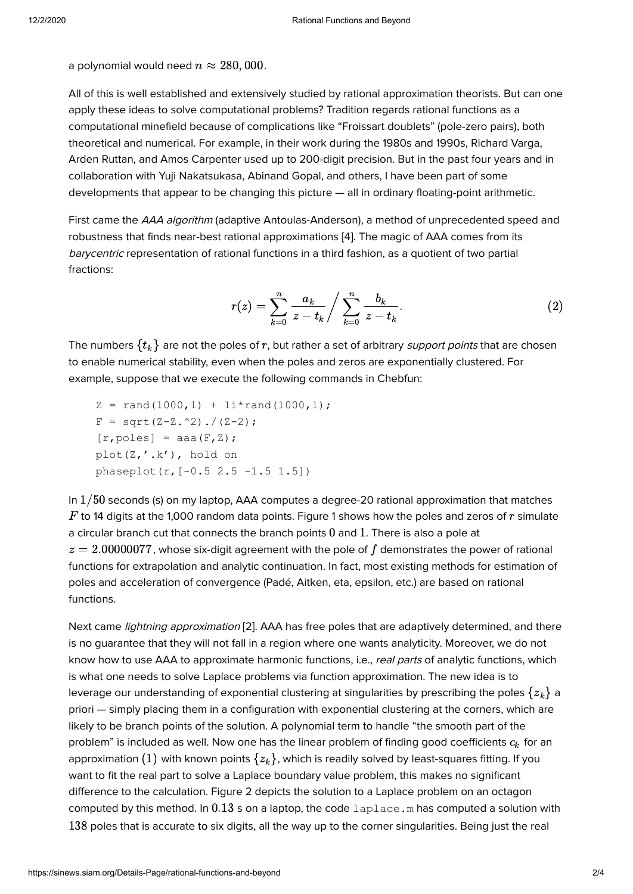a polynomial would need $n \approx 280,000$.

All of this is well established and extensively studied by rational approximation theorists. But can one apply these ideas to solve computational problems? Tradition regards rational functions as a computational minefield because of complications like "Froissart doublets" (pole-zero pairs), both theoretical and numerical. For example, in their work during the 1980s and 1990s, Richard Varga, Arden Ruttan, and Amos Carpenter used up to 200-digit precision. But in the past four years and in collaboration with Yuji Nakatsukasa, Abinand Gopal, and others, I have been part of some developments that appear to be changing this picture — all in ordinary floating-point arithmetic.

First came the *AAA algorithm* (adaptive Antoulas-Anderson), a method of unprecedented speed and robustness that finds near-best rational approximations [4]. The magic of AAA comes from its *barycentric* representation of rational functions in a third fashion, as a quotient of two partial fractions:

$$r(z) = \sum_{k=0}^{n} \frac{a_k}{z - t_k} \Bigg/ \sum_{k=0}^{n} \frac{b_k}{z - t_k}. \tag{2}$$

The numbers $\{t_k\}$ are not the poles of $r$, but rather a set of arbitrary *support points* that are chosen to enable numerical stability, even when the poles and zeros are exponentially clustered. For example, suppose that we execute the following commands in Chebfun:

```
Z = rand(1000,1) + 1i*rand(1000,1);
F = sqrt(Z-Z.^2)./(Z-2);
[r,poles] = aaa(F,Z);
plot(Z,'.k'), hold on
phaseplot(r,[-0.5 2.5 -1.5 1.5])
```

In $1/50$ seconds (s) on my laptop, AAA computes a degree-20 rational approximation that matches $F$ to 14 digits at the 1,000 random data points. Figure 1 shows how the poles and zeros of $r$ simulate a circular branch cut that connects the branch points $0$ and $1$. There is also a pole at $z = 2.00000077$, whose six-digit agreement with the pole of $f$ demonstrates the power of rational functions for extrapolation and analytic continuation. In fact, most existing methods for estimation of poles and acceleration of convergence (Padé, Aitken, eta, epsilon, etc.) are based on rational functions.

Next came *lightning approximation* [2]. AAA has free poles that are adaptively determined, and there is no guarantee that they will not fall in a region where one wants analyticity. Moreover, we do not know how to use AAA to approximate harmonic functions, i.e., *real parts* of analytic functions, which is what one needs to solve Laplace problems via function approximation. The new idea is to leverage our understanding of exponential clustering at singularities by prescribing the poles $\{z_k\}$ a priori — simply placing them in a configuration with exponential clustering at the corners, which are likely to be branch points of the solution. A polynomial term to handle "the smooth part of the problem" is included as well. Now one has the linear problem of finding good coefficients $c_k$ for an approximation $(1)$ with known points $\{z_k\}$, which is readily solved by least-squares fitting. If you want to fit the real part to solve a Laplace boundary value problem, this makes no significant difference to the calculation. Figure 2 depicts the solution to a Laplace problem on an octagon computed by this method. In $0.13$ s on a laptop, the code `laplace.m` has computed a solution with $138$ poles that is accurate to six digits, all the way up to the corner singularities. Being just the real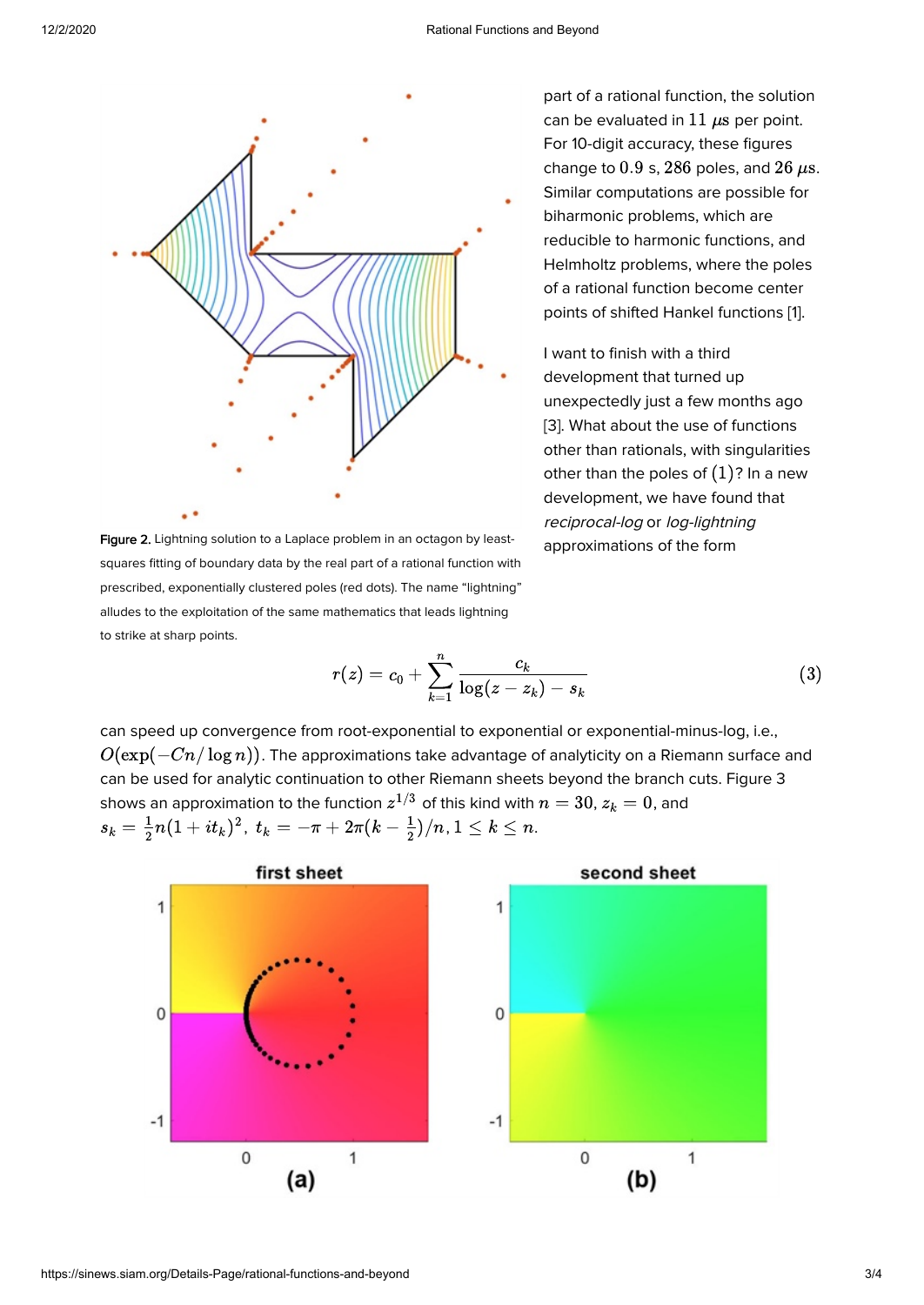part of a rational function, the solution can be evaluated in $11\ \mu s$ per point. For 10-digit accuracy, these figures change to $0.9$ s, $286$ poles, and $26\ \mu s$. Similar computations are possible for biharmonic problems, which are reducible to harmonic functions, and Helmholtz problems, where the poles of a rational function become center points of shifted Hankel functions [1].

**Figure 2.** Lightning solution to a Laplace problem in an octagon by least-squares fitting of boundary data by the real part of a rational function with prescribed, exponentially clustered poles (red dots). The name "lightning" alludes to the exploitation of the same mathematics that leads lightning to strike at sharp points.

I want to finish with a third development that turned up unexpectedly just a few months ago [3]. What about the use of functions other than rationals, with singularities other than the poles of $(1)$? In a new development, we have found that *reciprocal-log* or *log-lightning* approximations of the form

$$r(z) = c_0 + \sum_{k=1}^{n} \frac{c_k}{\log(z - z_k) - s_k} \tag{3}$$

can speed up convergence from root-exponential to exponential or exponential-minus-log, i.e., $O(\exp(-Cn/\log n))$. The approximations take advantage of analyticity on a Riemann surface and can be used for analytic continuation to other Riemann sheets beyond the branch cuts. Figure 3 shows an approximation to the function $z^{1/3}$ of this kind with $n = 30$, $z_k = 0$, and $s_k = \frac{1}{2}n(1 + it_k)^2,\ t_k = -\pi + 2\pi(k - \frac{1}{2})/n, 1 \le k \le n$.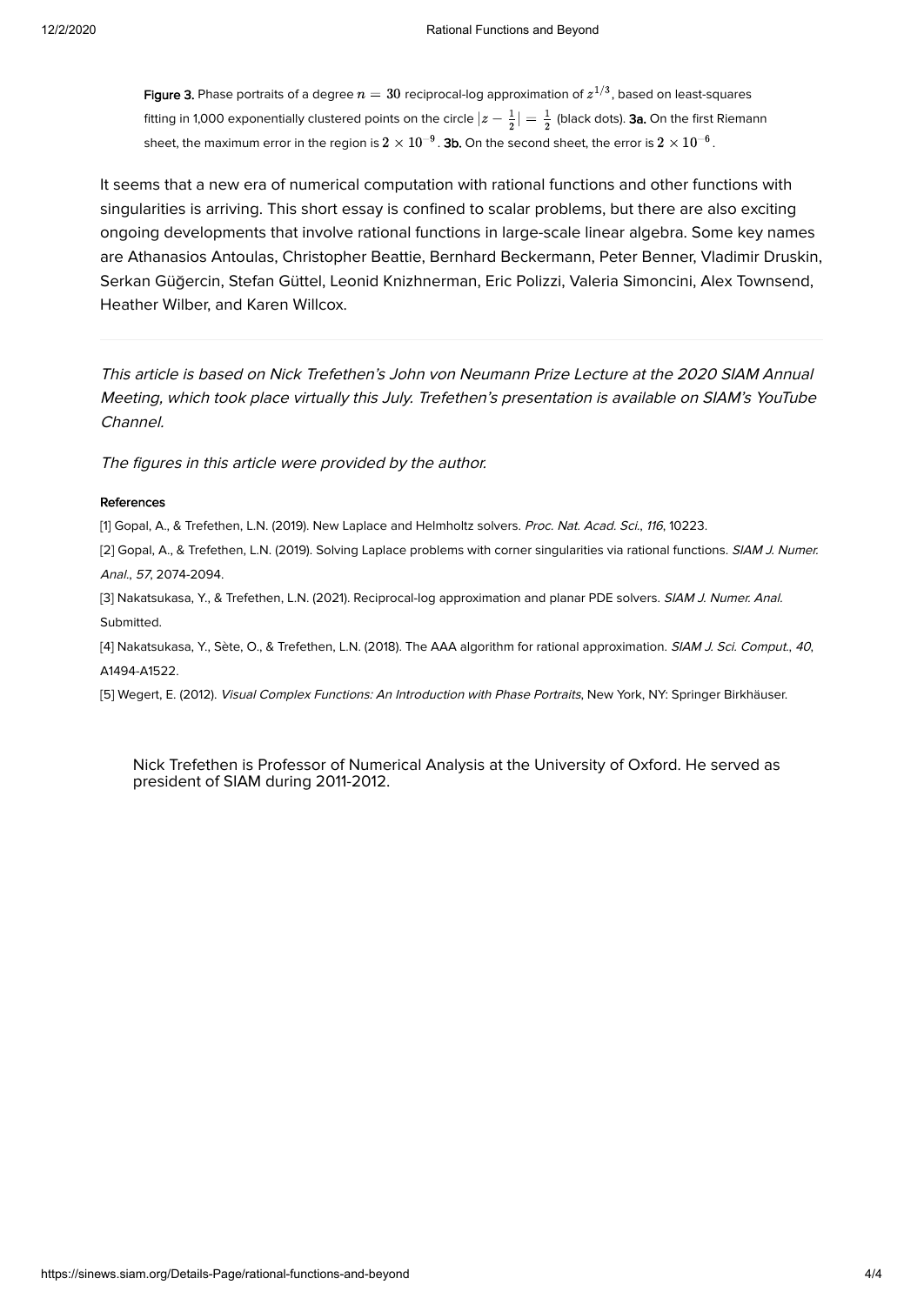**Figure 3.** Phase portraits of a degree $n = 30$ reciprocal-log approximation of $z^{1/3}$, based on least-squares fitting in 1,000 exponentially clustered points on the circle $|z - \frac{1}{2}| = \frac{1}{2}$ (black dots). **3a.** On the first Riemann sheet, the maximum error in the region is $2 \times 10^{-9}$. **3b.** On the second sheet, the error is $2 \times 10^{-6}$.

It seems that a new era of numerical computation with rational functions and other functions with singularities is arriving. This short essay is confined to scalar problems, but there are also exciting ongoing developments that involve rational functions in large-scale linear algebra. Some key names are Athanasios Antoulas, Christopher Beattie, Bernhard Beckermann, Peter Benner, Vladimir Druskin, Serkan Güğercin, Stefan Güttel, Leonid Knizhnerman, Eric Polizzi, Valeria Simoncini, Alex Townsend, Heather Wilber, and Karen Willcox.

---

*This article is based on Nick Trefethen's John von Neumann Prize Lecture at the 2020 SIAM Annual Meeting, which took place virtually this July. Trefethen's presentation is available on SIAM's YouTube Channel.*

*The figures in this article were provided by the author.*

**References**

[1] Gopal, A., & Trefethen, L.N. (2019). New Laplace and Helmholtz solvers. *Proc. Nat. Acad. Sci.*, *116*, 10223.

[2] Gopal, A., & Trefethen, L.N. (2019). Solving Laplace problems with corner singularities via rational functions. *SIAM J. Numer. Anal.*, *57*, 2074-2094.

[3] Nakatsukasa, Y., & Trefethen, L.N. (2021). Reciprocal-log approximation and planar PDE solvers. *SIAM J. Numer. Anal.* Submitted.

[4] Nakatsukasa, Y., Sète, O., & Trefethen, L.N. (2018). The AAA algorithm for rational approximation. *SIAM J. Sci. Comput.*, *40*, A1494-A1522.

[5] Wegert, E. (2012). *Visual Complex Functions: An Introduction with Phase Portraits*, New York, NY: Springer Birkhäuser.

Nick Trefethen is Professor of Numerical Analysis at the University of Oxford. He served as president of SIAM during 2011-2012.